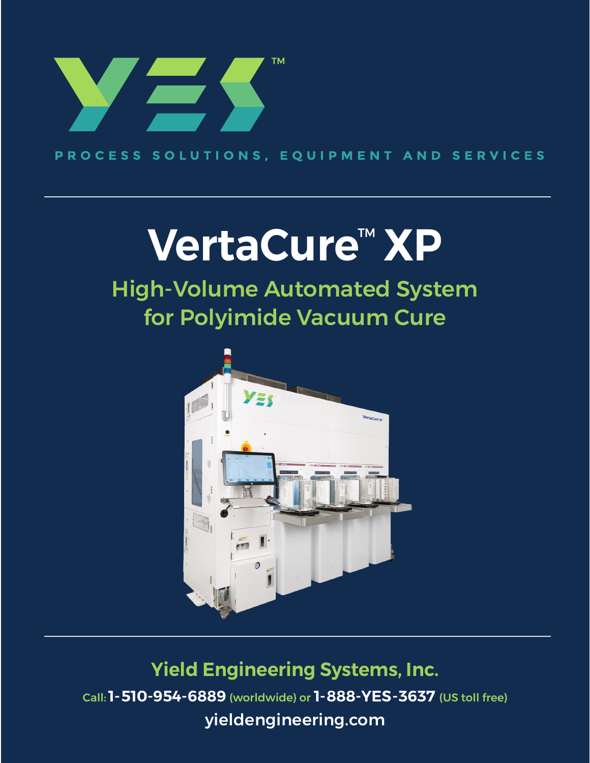YES™

PROCESS SOLUTIONS, EQUIPMENT AND SERVICES

# VertaCure™ XP

## High-Volume Automated System for Polyimide Vacuum Cure

**Yield Engineering Systems, Inc.**

Call: **1-510-954-6889** (worldwide) or **1-888-YES-3637** (US toll free)

yieldengineering.com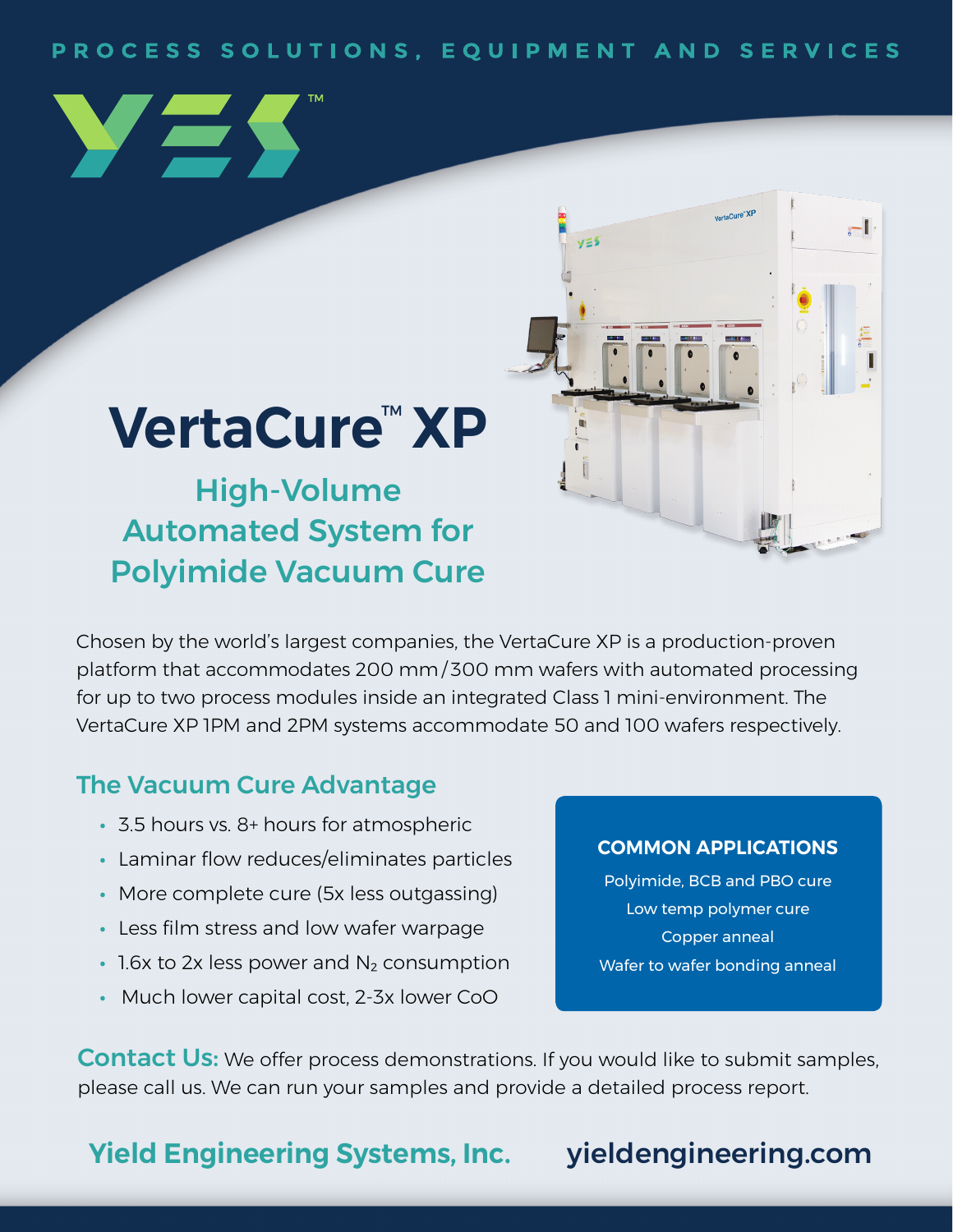PROCESS SOLUTIONS, EQUIPMENT AND SERVICES

# VertaCure™ XP

## High-Volume Automated System for Polyimide Vacuum Cure

Chosen by the world's largest companies, the VertaCure XP is a production-proven platform that accommodates 200 mm/300 mm wafers with automated processing for up to two process modules inside an integrated Class 1 mini-environment. The VertaCure XP 1PM and 2PM systems accommodate 50 and 100 wafers respectively.

### The Vacuum Cure Advantage

- 3.5 hours vs. 8+ hours for atmospheric
- Laminar flow reduces/eliminates particles
- More complete cure (5x less outgassing)
- Less film stress and low wafer warpage
- 1.6x to 2x less power and $N_2$ consumption
- Much lower capital cost, 2-3x lower CoO

### COMMON APPLICATIONS

Polyimide, BCB and PBO cure
Low temp polymer cure
Copper anneal
Wafer to wafer bonding anneal

**Contact Us:** We offer process demonstrations. If you would like to submit samples, please call us. We can run your samples and provide a detailed process report.

**Yield Engineering Systems, Inc.** **yieldengineering.com**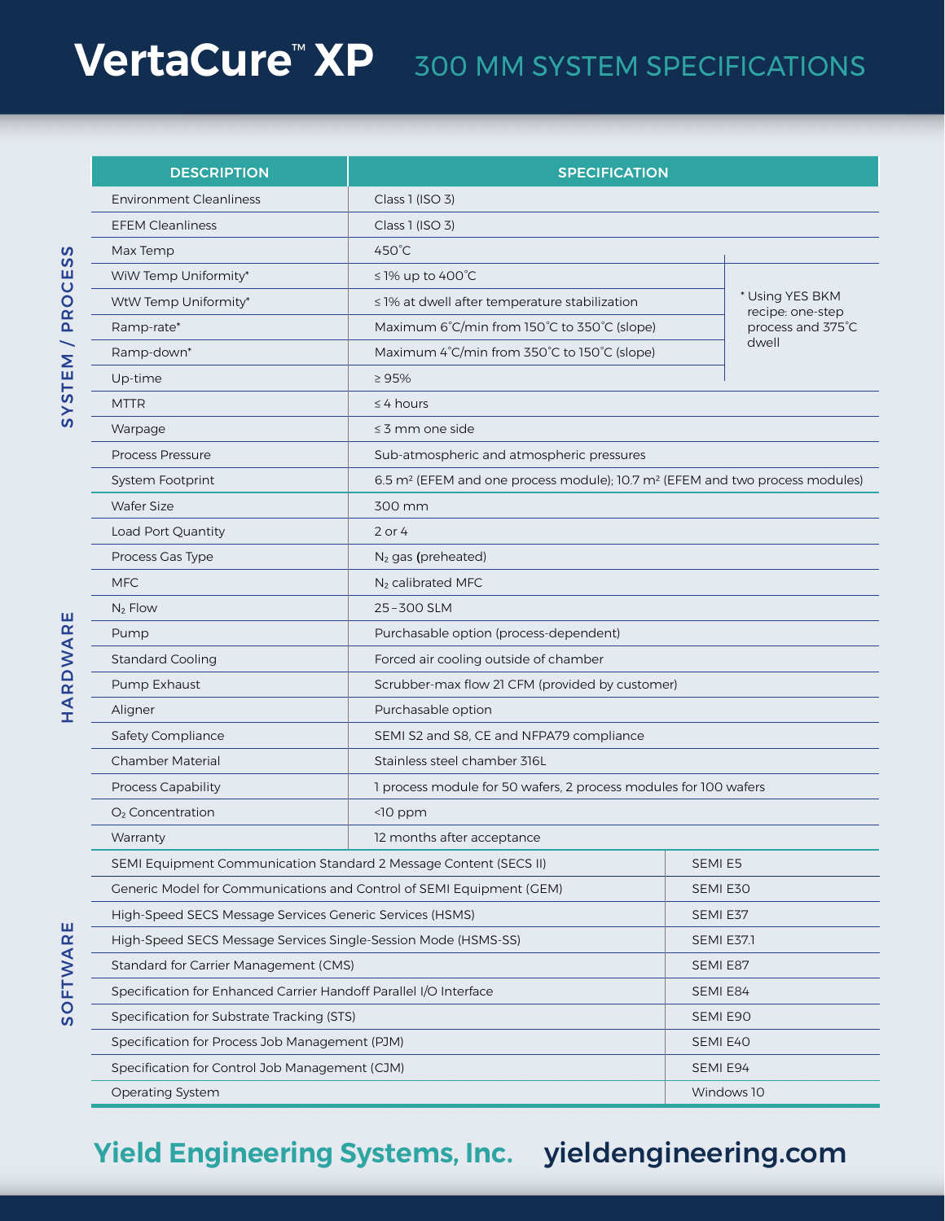# VertaCure™ XP 300 MM SYSTEM SPECIFICATIONS

| | DESCRIPTION | SPECIFICATION |
|---|---|---|
| SYSTEM / PROCESS | Environment Cleanliness | Class 1 (ISO 3) |
| | EFEM Cleanliness | Class 1 (ISO 3) |
| | Max Temp | 450˚C |
| | WiW Temp Uniformity* | ≤ 1% up to 400˚C |
| | WtW Temp Uniformity* | ≤ 1% at dwell after temperature stabilization |
| | Ramp-rate* | Maximum 6˚C/min from 150˚C to 350˚C (slope) |
| | Ramp-down* | Maximum 4˚C/min from 350˚C to 150˚C (slope) |
| | Up-time | ≥ 95% |
| | MTTR | ≤ 4 hours |
| | Warpage | ≤ 3 mm one side |
| | Process Pressure | Sub-atmospheric and atmospheric pressures |
| | System Footprint | 6.5 $m^2$ (EFEM and one process module); 10.7 $m^2$ (EFEM and two process modules) |
| HARDWARE | Wafer Size | 300 mm |
| | Load Port Quantity | 2 or 4 |
| | Process Gas Type | $N_2$ gas (preheated) |
| | MFC | $N_2$ calibrated MFC |
| | $N_2$ Flow | 25–300 SLM |
| | Pump | Purchasable option (process-dependent) |
| | Standard Cooling | Forced air cooling outside of chamber |
| | Pump Exhaust | Scrubber-max flow 21 CFM (provided by customer) |
| | Aligner | Purchasable option |
| | Safety Compliance | SEMI S2 and S8, CE and NFPA79 compliance |
| | Chamber Material | Stainless steel chamber 316L |
| | Process Capability | 1 process module for 50 wafers, 2 process modules for 100 wafers |
| | $O_2$ Concentration | <10 ppm |
| | Warranty | 12 months after acceptance |

\* Using YES BKM recipe: one-step process and 375˚C dwell

| SOFTWARE | | |
|---|---|---|
| | SEMI Equipment Communication Standard 2 Message Content (SECS II) | SEMI E5 |
| | Generic Model for Communications and Control of SEMI Equipment (GEM) | SEMI E30 |
| | High-Speed SECS Message Services Generic Services (HSMS) | SEMI E37 |
| | High-Speed SECS Message Services Single-Session Mode (HSMS-SS) | SEMI E37.1 |
| | Standard for Carrier Management (CMS) | SEMI E87 |
| | Specification for Enhanced Carrier Handoff Parallel I/O Interface | SEMI E84 |
| | Specification for Substrate Tracking (STS) | SEMI E90 |
| | Specification for Process Job Management (PJM) | SEMI E40 |
| | Specification for Control Job Management (CJM) | SEMI E94 |
| | Operating System | Windows 10 |

**Yield Engineering Systems, Inc.** **yieldengineering.com**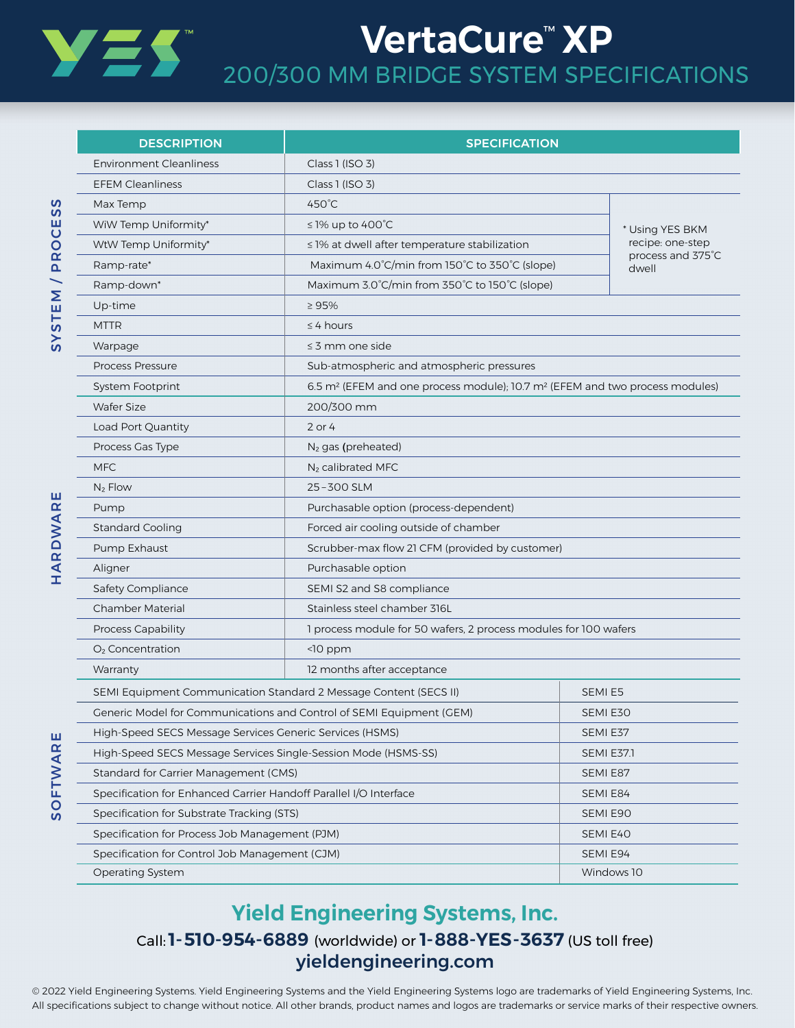# VertaCure™ XP

## 200/300 MM BRIDGE SYSTEM SPECIFICATIONS

| | DESCRIPTION | SPECIFICATION | |
|---|---|---|---|
| SYSTEM / PROCESS | Environment Cleanliness | Class 1 (ISO 3) | |
| | EFEM Cleanliness | Class 1 (ISO 3) | |
| | Max Temp | 450˚C | |
| | WiW Temp Uniformity* | ≤ 1% up to 400˚C | * Using YES BKM recipe: one-step process and 375˚C dwell |
| | WtW Temp Uniformity* | ≤ 1% at dwell after temperature stabilization | |
| | Ramp-rate* | Maximum 4.0˚C/min from 150˚C to 350˚C (slope) | |
| | Ramp-down* | Maximum 3.0˚C/min from 350˚C to 150˚C (slope) | |
| | Up-time | ≥ 95% | |
| | MTTR | ≤ 4 hours | |
| | Warpage | ≤ 3 mm one side | |
| | Process Pressure | Sub-atmospheric and atmospheric pressures | |
| | System Footprint | 6.5 m² (EFEM and one process module); 10.7 m² (EFEM and two process modules) | |
| HARDWARE | Wafer Size | 200/300 mm | |
| | Load Port Quantity | 2 or 4 | |
| | Process Gas Type | $N_2$ gas (preheated) | |
| | MFC | $N_2$ calibrated MFC | |
| | $N_2$ Flow | 25–300 SLM | |
| | Pump | Purchasable option (process-dependent) | |
| | Standard Cooling | Forced air cooling outside of chamber | |
| | Pump Exhaust | Scrubber-max flow 21 CFM (provided by customer) | |
| | Aligner | Purchasable option | |
| | Safety Compliance | SEMI S2 and S8 compliance | |
| | Chamber Material | Stainless steel chamber 316L | |
| | Process Capability | 1 process module for 50 wafers, 2 process modules for 100 wafers | |
| | $O_2$ Concentration | <10 ppm | |
| | Warranty | 12 months after acceptance | |

| | | |
|---|---|---|
| SOFTWARE | SEMI Equipment Communication Standard 2 Message Content (SECS II) | SEMI E5 |
| | Generic Model for Communications and Control of SEMI Equipment (GEM) | SEMI E30 |
| | High-Speed SECS Message Services Generic Services (HSMS) | SEMI E37 |
| | High-Speed SECS Message Services Single-Session Mode (HSMS-SS) | SEMI E37.1 |
| | Standard for Carrier Management (CMS) | SEMI E87 |
| | Specification for Enhanced Carrier Handoff Parallel I/O Interface | SEMI E84 |
| | Specification for Substrate Tracking (STS) | SEMI E90 |
| | Specification for Process Job Management (PJM) | SEMI E40 |
| | Specification for Control Job Management (CJM) | SEMI E94 |
| | Operating System | Windows 10 |

## Yield Engineering Systems, Inc.

Call: **1-510-954-6889** (worldwide) or **1-888-YES-3637** (US toll free)

**yieldengineering.com**

© 2022 Yield Engineering Systems. Yield Engineering Systems and the Yield Engineering Systems logo are trademarks of Yield Engineering Systems, Inc. All specifications subject to change without notice. All other brands, product names and logos are trademarks or service marks of their respective owners.